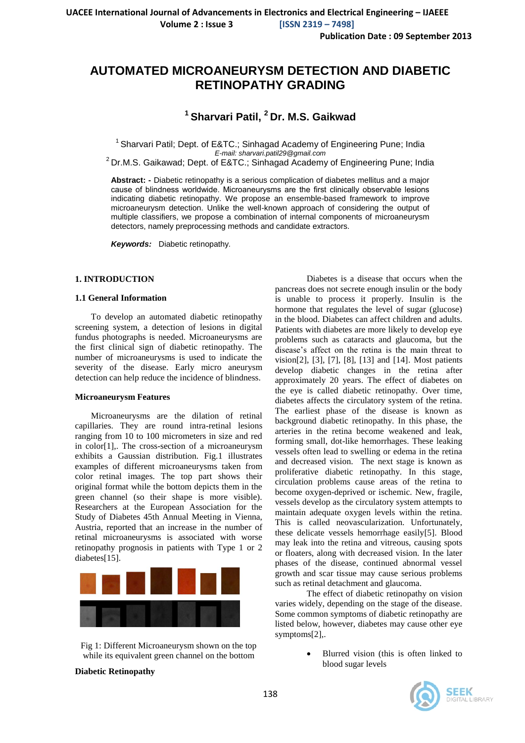# AUTOMATED MICROANEURYSM DETECTION AND DIABETIC RETINOPATHY GRADING

**[1] Sharvari Patil, [2] Dr. M.S. Gaikwad**

[1] Sharvari Patil; Dept. of E&TC.; Sinhagad Academy of Engineering Pune; India
*E-mail: sharvari.patil29@gmail.com*
[2] Dr.M.S. Gaikawad; Dept. of E&TC.; Sinhagad Academy of Engineering Pune; India

**Abstract: -** Diabetic retinopathy is a serious complication of diabetes mellitus and a major cause of blindness worldwide. Microaneurysms are the first clinically observable lesions indicating diabetic retinopathy. We propose an ensemble-based framework to improve microaneurysm detection. Unlike the well-known approach of considering the output of multiple classifiers, we propose a combination of internal components of microaneurysm detectors, namely preprocessing methods and candidate extractors.

***Keywords:*** Diabetic retinopathy.

## 1. INTRODUCTION

### 1.1 General Information

To develop an automated diabetic retinopathy screening system, a detection of lesions in digital fundus photographs is needed. Microaneurysms are the first clinical sign of diabetic retinopathy. The number of microaneurysms is used to indicate the severity of the disease. Early micro aneurysm detection can help reduce the incidence of blindness.

### Microaneurysm Features

Microaneurysms are the dilation of retinal capillaries. They are round intra-retinal lesions ranging from 10 to 100 micrometers in size and red in color[1],. The cross-section of a microaneurysm exhibits a Gaussian distribution. Fig.1 illustrates examples of different microaneurysms taken from color retinal images. The top part shows their original format while the bottom depicts them in the green channel (so their shape is more visible). Researchers at the European Association for the Study of Diabetes 45th Annual Meeting in Vienna, Austria, reported that an increase in the number of retinal microaneurysms is associated with worse retinopathy prognosis in patients with Type 1 or 2 diabetes[15].

Fig 1: Different Microaneurysm shown on the top while its equivalent green channel on the bottom

### Diabetic Retinopathy

Diabetes is a disease that occurs when the pancreas does not secrete enough insulin or the body is unable to process it properly. Insulin is the hormone that regulates the level of sugar (glucose) in the blood. Diabetes can affect children and adults. Patients with diabetes are more likely to develop eye problems such as cataracts and glaucoma, but the disease's affect on the retina is the main threat to vision[2], [3], [7], [8], [13] and [14]. Most patients develop diabetic changes in the retina after approximately 20 years. The effect of diabetes on the eye is called diabetic retinopathy. Over time, diabetes affects the circulatory system of the retina. The earliest phase of the disease is known as background diabetic retinopathy. In this phase, the arteries in the retina become weakened and leak, forming small, dot-like hemorrhages. These leaking vessels often lead to swelling or edema in the retina and decreased vision. The next stage is known as proliferative diabetic retinopathy. In this stage, circulation problems cause areas of the retina to become oxygen-deprived or ischemic. New, fragile, vessels develop as the circulatory system attempts to maintain adequate oxygen levels within the retina. This is called neovascularization. Unfortunately, these delicate vessels hemorrhage easily[5]. Blood may leak into the retina and vitreous, causing spots or floaters, along with decreased vision. In the later phases of the disease, continued abnormal vessel growth and scar tissue may cause serious problems such as retinal detachment and glaucoma.

The effect of diabetic retinopathy on vision varies widely, depending on the stage of the disease. Some common symptoms of diabetic retinopathy are listed below, however, diabetes may cause other eye symptoms[2],.

- Blurred vision (this is often linked to blood sugar levels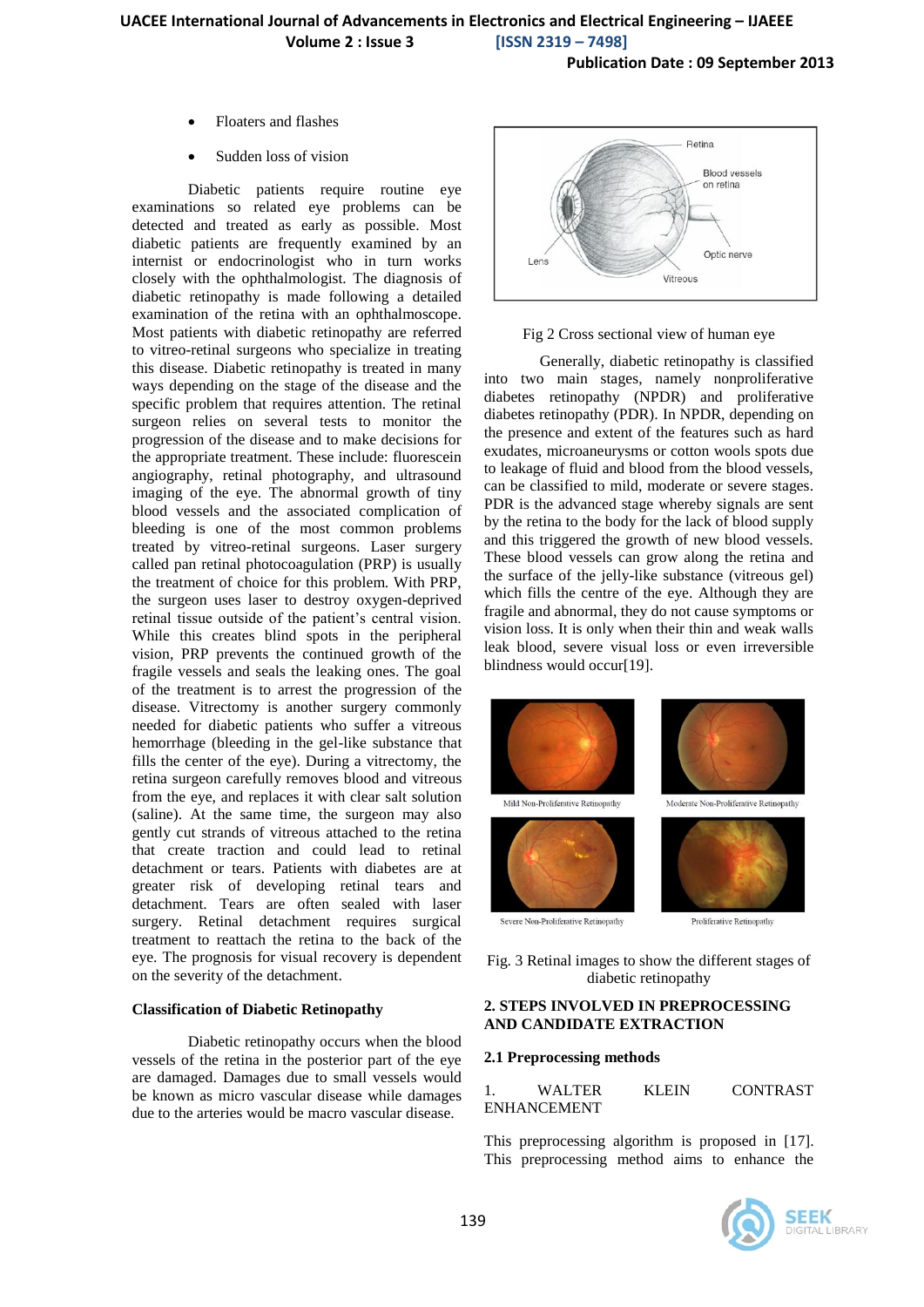- Floaters and flashes
- Sudden loss of vision

Diabetic patients require routine eye examinations so related eye problems can be detected and treated as early as possible. Most diabetic patients are frequently examined by an internist or endocrinologist who in turn works closely with the ophthalmologist. The diagnosis of diabetic retinopathy is made following a detailed examination of the retina with an ophthalmoscope. Most patients with diabetic retinopathy are referred to vitreo-retinal surgeons who specialize in treating this disease. Diabetic retinopathy is treated in many ways depending on the stage of the disease and the specific problem that requires attention. The retinal surgeon relies on several tests to monitor the progression of the disease and to make decisions for the appropriate treatment. These include: fluorescein angiography, retinal photography, and ultrasound imaging of the eye. The abnormal growth of tiny blood vessels and the associated complication of bleeding is one of the most common problems treated by vitreo-retinal surgeons. Laser surgery called pan retinal photocoagulation (PRP) is usually the treatment of choice for this problem. With PRP, the surgeon uses laser to destroy oxygen-deprived retinal tissue outside of the patient's central vision. While this creates blind spots in the peripheral vision, PRP prevents the continued growth of the fragile vessels and seals the leaking ones. The goal of the treatment is to arrest the progression of the disease. Vitrectomy is another surgery commonly needed for diabetic patients who suffer a vitreous hemorrhage (bleeding in the gel-like substance that fills the center of the eye). During a vitrectomy, the retina surgeon carefully removes blood and vitreous from the eye, and replaces it with clear salt solution (saline). At the same time, the surgeon may also gently cut strands of vitreous attached to the retina that create traction and could lead to retinal detachment or tears. Patients with diabetes are at greater risk of developing retinal tears and detachment. Tears are often sealed with laser surgery. Retinal detachment requires surgical treatment to reattach the retina to the back of the eye. The prognosis for visual recovery is dependent on the severity of the detachment.

### Classification of Diabetic Retinopathy

Diabetic retinopathy occurs when the blood vessels of the retina in the posterior part of the eye are damaged. Damages due to small vessels would be known as micro vascular disease while damages due to the arteries would be macro vascular disease.

Fig 2 Cross sectional view of human eye

Generally, diabetic retinopathy is classified into two main stages, namely nonproliferative diabetes retinopathy (NPDR) and proliferative diabetes retinopathy (PDR). In NPDR, depending on the presence and extent of the features such as hard exudates, microaneurysms or cotton wools spots due to leakage of fluid and blood from the blood vessels, can be classified to mild, moderate or severe stages. PDR is the advanced stage whereby signals are sent by the retina to the body for the lack of blood supply and this triggered the growth of new blood vessels. These blood vessels can grow along the retina and the surface of the jelly-like substance (vitreous gel) which fills the centre of the eye. Although they are fragile and abnormal, they do not cause symptoms or vision loss. It is only when their thin and weak walls leak blood, severe visual loss or even irreversible blindness would occur[19].

Fig. 3 Retinal images to show the different stages of diabetic retinopathy

## 2. STEPS INVOLVED IN PREPROCESSING AND CANDIDATE EXTRACTION

### 2.1 Preprocessing methods

1. WALTER KLEIN CONTRAST ENHANCEMENT

This preprocessing algorithm is proposed in [17]. This preprocessing method aims to enhance the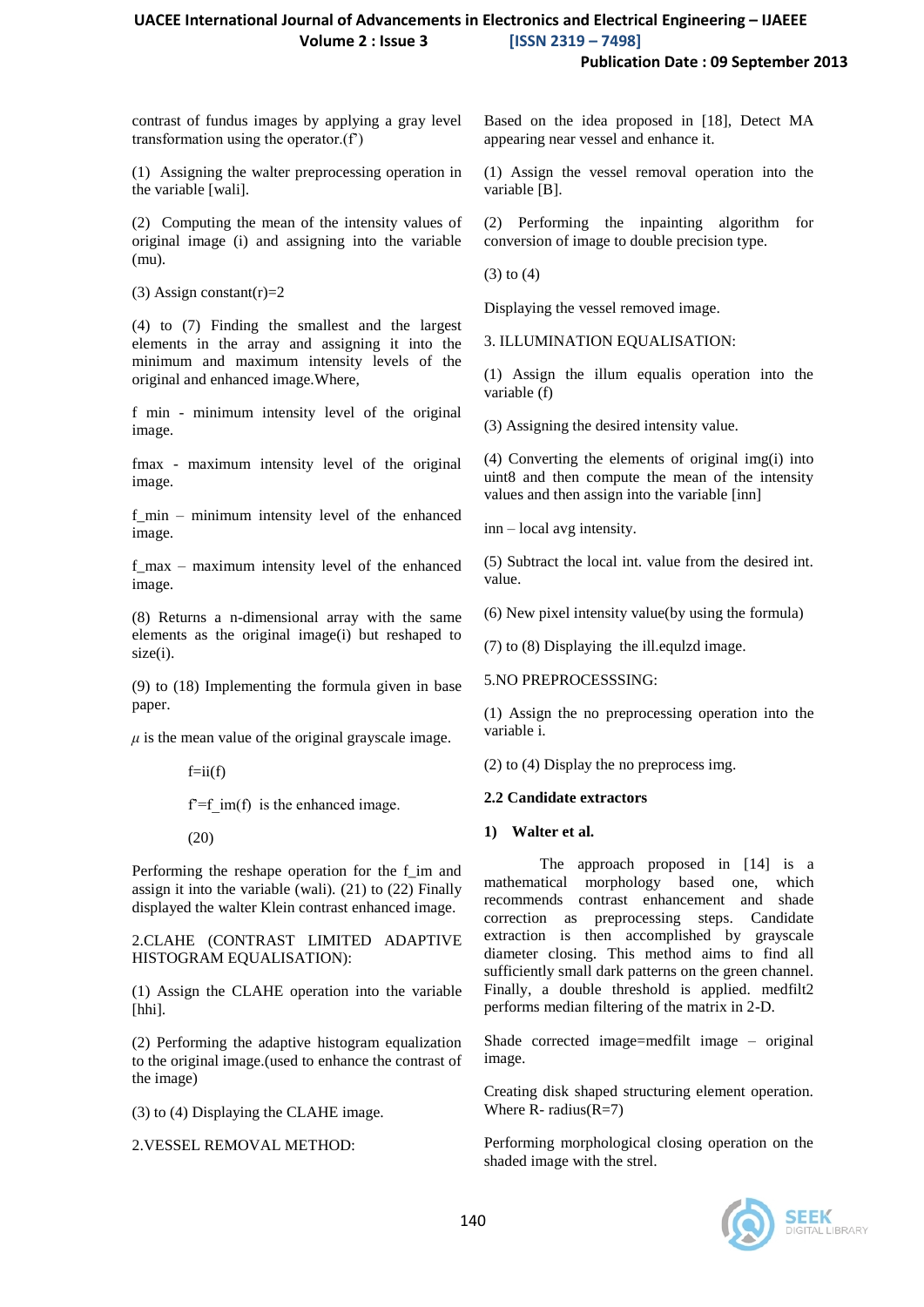contrast of fundus images by applying a gray level transformation using the operator.(f')

(1) Assigning the walter preprocessing operation in the variable [wali].

(2) Computing the mean of the intensity values of original image (i) and assigning into the variable (mu).

(3) Assign constant(r)=2

(4) to (7) Finding the smallest and the largest elements in the array and assigning it into the minimum and maximum intensity levels of the original and enhanced image.Where,

f min - minimum intensity level of the original image.

fmax - maximum intensity level of the original image.

f_min – minimum intensity level of the enhanced image.

f_max – maximum intensity level of the enhanced image.

(8) Returns a n-dimensional array with the same elements as the original image(i) but reshaped to size(i).

(9) to (18) Implementing the formula given in base paper.

$\mu$ is the mean value of the original grayscale image.

f=ii(f)

f'=f_im(f) is the enhanced image.

(20)

Performing the reshape operation for the f_im and assign it into the variable (wali). (21) to (22) Finally displayed the walter Klein contrast enhanced image.

2.CLAHE (CONTRAST LIMITED ADAPTIVE HISTOGRAM EQUALISATION):

(1) Assign the CLAHE operation into the variable [hhi].

(2) Performing the adaptive histogram equalization to the original image.(used to enhance the contrast of the image)

(3) to (4) Displaying the CLAHE image.

2.VESSEL REMOVAL METHOD:

Based on the idea proposed in [18], Detect MA appearing near vessel and enhance it.

(1) Assign the vessel removal operation into the variable [B].

(2) Performing the inpainting algorithm for conversion of image to double precision type.

(3) to (4)

Displaying the vessel removed image.

3. ILLUMINATION EQUALISATION:

(1) Assign the illum equalis operation into the variable (f)

(3) Assigning the desired intensity value.

(4) Converting the elements of original img(i) into uint8 and then compute the mean of the intensity values and then assign into the variable [inn]

inn – local avg intensity.

(5) Subtract the local int. value from the desired int. value.

(6) New pixel intensity value(by using the formula)

(7) to (8) Displaying the ill.equlzd image.

5.NO PREPROCESSSING:

(1) Assign the no preprocessing operation into the variable i.

(2) to (4) Display the no preprocess img.

### 2.2 Candidate extractors

#### 1) Walter et al.

The approach proposed in [14] is a mathematical morphology based one, which recommends contrast enhancement and shade correction as preprocessing steps. Candidate extraction is then accomplished by grayscale diameter closing. This method aims to find all sufficiently small dark patterns on the green channel. Finally, a double threshold is applied. medfilt2 performs median filtering of the matrix in 2-D.

Shade corrected image=medfilt image – original image.

Creating disk shaped structuring element operation. Where R- radius(R=7)

Performing morphological closing operation on the shaded image with the strel.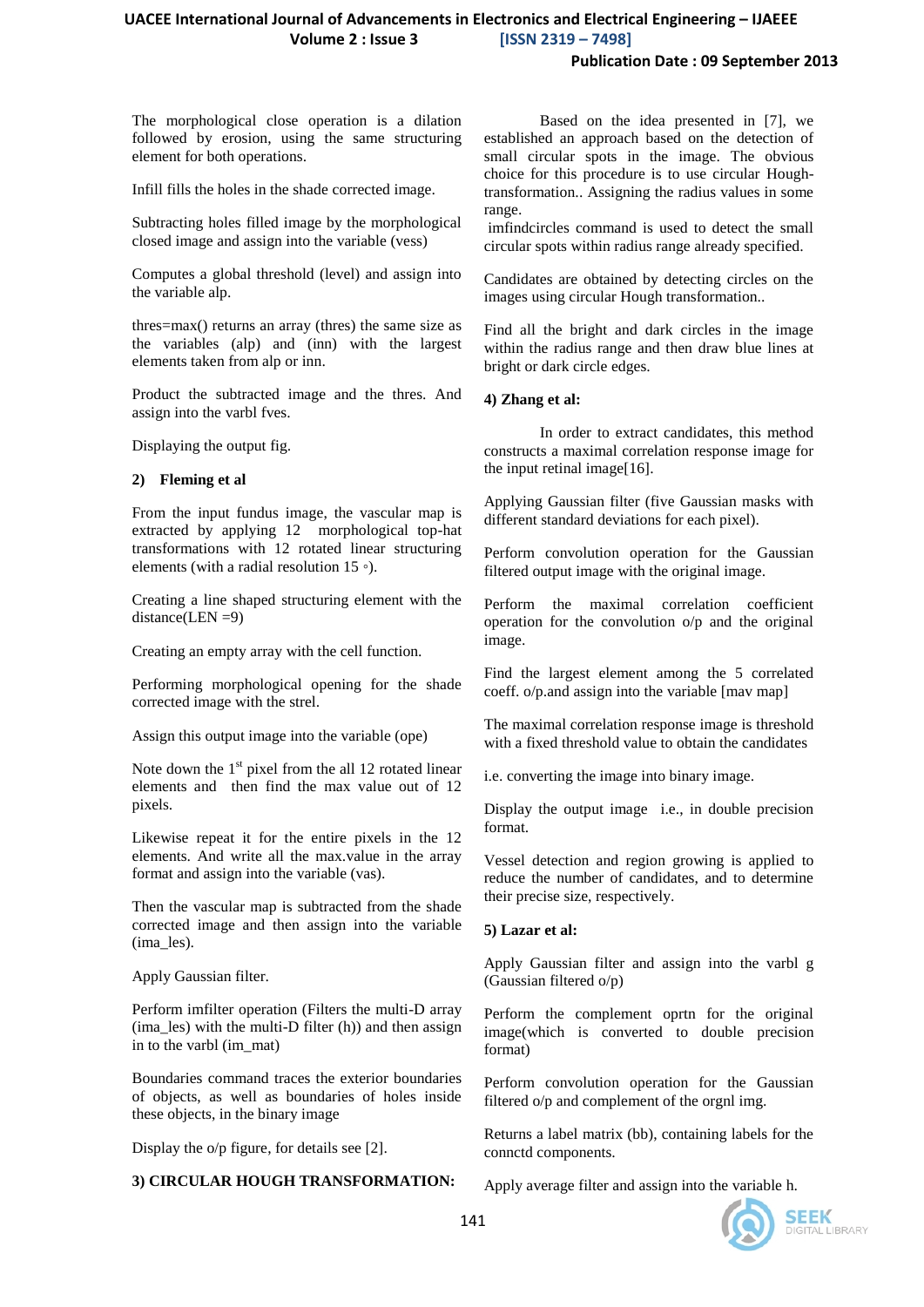The morphological close operation is a dilation followed by erosion, using the same structuring element for both operations.

Infill fills the holes in the shade corrected image.

Subtracting holes filled image by the morphological closed image and assign into the variable (vess)

Computes a global threshold (level) and assign into the variable alp.

thres=max() returns an array (thres) the same size as the variables (alp) and (inn) with the largest elements taken from alp or inn.

Product the subtracted image and the thres. And assign into the varbl fves.

Displaying the output fig.

**2) Fleming et al**

From the input fundus image, the vascular map is extracted by applying 12 morphological top-hat transformations with 12 rotated linear structuring elements (with a radial resolution 15 ◦).

Creating a line shaped structuring element with the distance(LEN =9)

Creating an empty array with the cell function.

Performing morphological opening for the shade corrected image with the strel.

Assign this output image into the variable (ope)

Note down the 1st pixel from the all 12 rotated linear elements and then find the max value out of 12 pixels.

Likewise repeat it for the entire pixels in the 12 elements. And write all the max.value in the array format and assign into the variable (vas).

Then the vascular map is subtracted from the shade corrected image and then assign into the variable (ima_les).

Apply Gaussian filter.

Perform imfilter operation (Filters the multi-D array (ima_les) with the multi-D filter (h)) and then assign in to the varbl (im_mat)

Boundaries command traces the exterior boundaries of objects, as well as boundaries of holes inside these objects, in the binary image

Display the o/p figure, for details see [2].

**3) CIRCULAR HOUGH TRANSFORMATION:**

Based on the idea presented in [7], we established an approach based on the detection of small circular spots in the image. The obvious choice for this procedure is to use circular Hough-transformation.. Assigning the radius values in some range.

imfindcircles command is used to detect the small circular spots within radius range already specified.

Candidates are obtained by detecting circles on the images using circular Hough transformation..

Find all the bright and dark circles in the image within the radius range and then draw blue lines at bright or dark circle edges.

**4) Zhang et al:**

In order to extract candidates, this method constructs a maximal correlation response image for the input retinal image[16].

Applying Gaussian filter (five Gaussian masks with different standard deviations for each pixel).

Perform convolution operation for the Gaussian filtered output image with the original image.

Perform the maximal correlation coefficient operation for the convolution o/p and the original image.

Find the largest element among the 5 correlated coeff. o/p.and assign into the variable [mav map]

The maximal correlation response image is threshold with a fixed threshold value to obtain the candidates

i.e. converting the image into binary image.

Display the output image i.e., in double precision format.

Vessel detection and region growing is applied to reduce the number of candidates, and to determine their precise size, respectively.

**5) Lazar et al:**

Apply Gaussian filter and assign into the varbl g (Gaussian filtered o/p)

Perform the complement oprtn for the original image(which is converted to double precision format)

Perform convolution operation for the Gaussian filtered o/p and complement of the orgnl img.

Returns a label matrix (bb), containing labels for the conntcd components.

Apply average filter and assign into the variable h.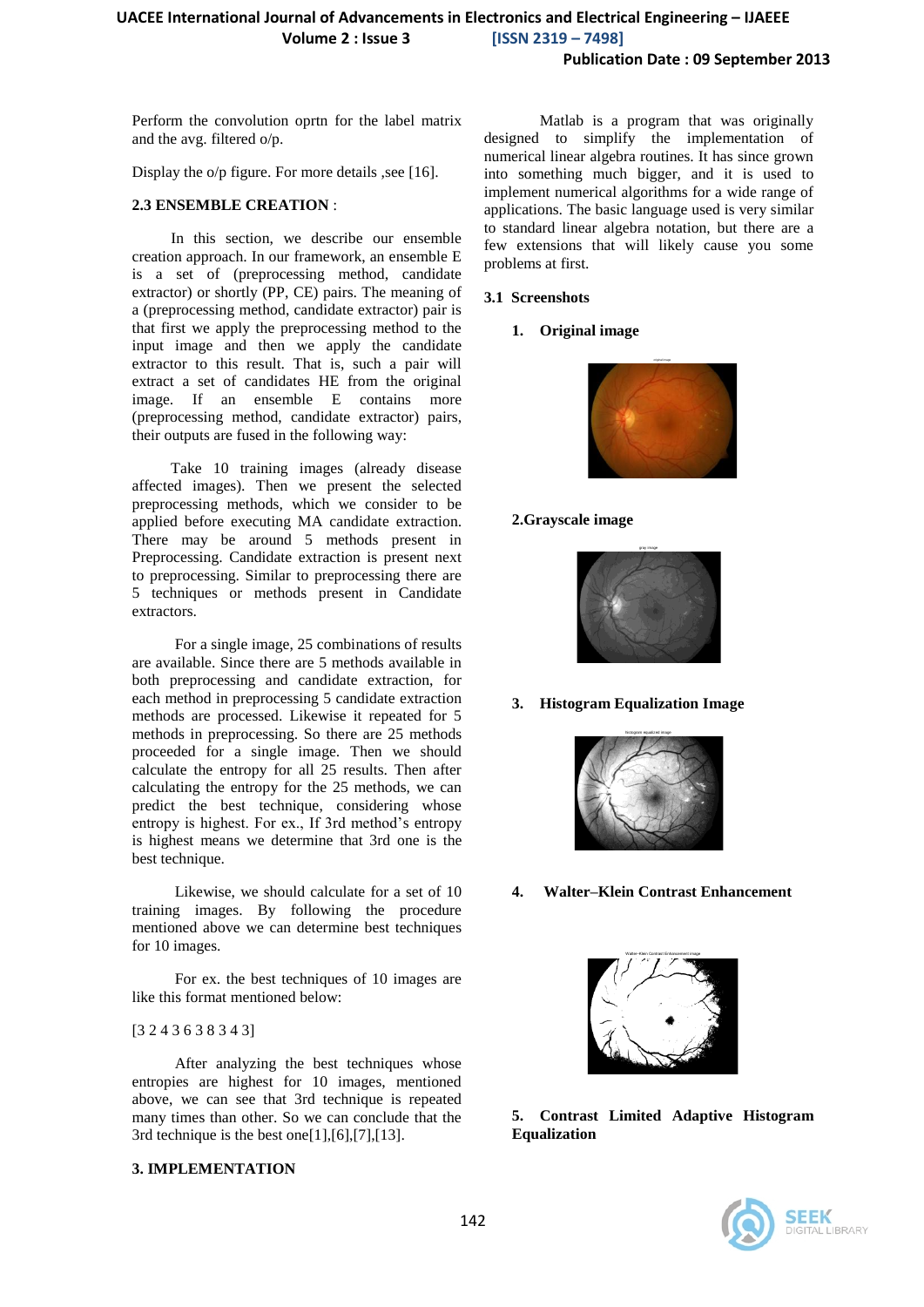Perform the convolution oprtn for the label matrix and the avg. filtered o/p.

Display the o/p figure. For more details ,see [16].

### 2.3 ENSEMBLE CREATION :

In this section, we describe our ensemble creation approach. In our framework, an ensemble E is a set of (preprocessing method, candidate extractor) or shortly (PP, CE) pairs. The meaning of a (preprocessing method, candidate extractor) pair is that first we apply the preprocessing method to the input image and then we apply the candidate extractor to this result. That is, such a pair will extract a set of candidates HE from the original image. If an ensemble E contains more (preprocessing method, candidate extractor) pairs, their outputs are fused in the following way:

Take 10 training images (already disease affected images). Then we present the selected preprocessing methods, which we consider to be applied before executing MA candidate extraction. There may be around 5 methods present in Preprocessing. Candidate extraction is present next to preprocessing. Similar to preprocessing there are 5 techniques or methods present in Candidate extractors.

For a single image, 25 combinations of results are available. Since there are 5 methods available in both preprocessing and candidate extraction, for each method in preprocessing 5 candidate extraction methods are processed. Likewise it repeated for 5 methods in preprocessing. So there are 25 methods proceeded for a single image. Then we should calculate the entropy for all 25 results. Then after calculating the entropy for the 25 methods, we can predict the best technique, considering whose entropy is highest. For ex., If 3rd method's entropy is highest means we determine that 3rd one is the best technique.

Likewise, we should calculate for a set of 10 training images. By following the procedure mentioned above we can determine best techniques for 10 images.

For ex. the best techniques of 10 images are like this format mentioned below:

[3 2 4 3 6 3 8 3 4 3]

After analyzing the best techniques whose entropies are highest for 10 images, mentioned above, we can see that 3rd technique is repeated many times than other. So we can conclude that the 3rd technique is the best one[1],[6],[7],[13].

## 3. IMPLEMENTATION

Matlab is a program that was originally designed to simplify the implementation of numerical linear algebra routines. It has since grown into something much bigger, and it is used to implement numerical algorithms for a wide range of applications. The basic language used is very similar to standard linear algebra notation, but there are a few extensions that will likely cause you some problems at first.

### 3.1 Screenshots

1. **Original image**

2. **Grayscale image**

3. **Histogram Equalization Image**

4. **Walter–Klein Contrast Enhancement**

5. **Contrast Limited Adaptive Histogram Equalization**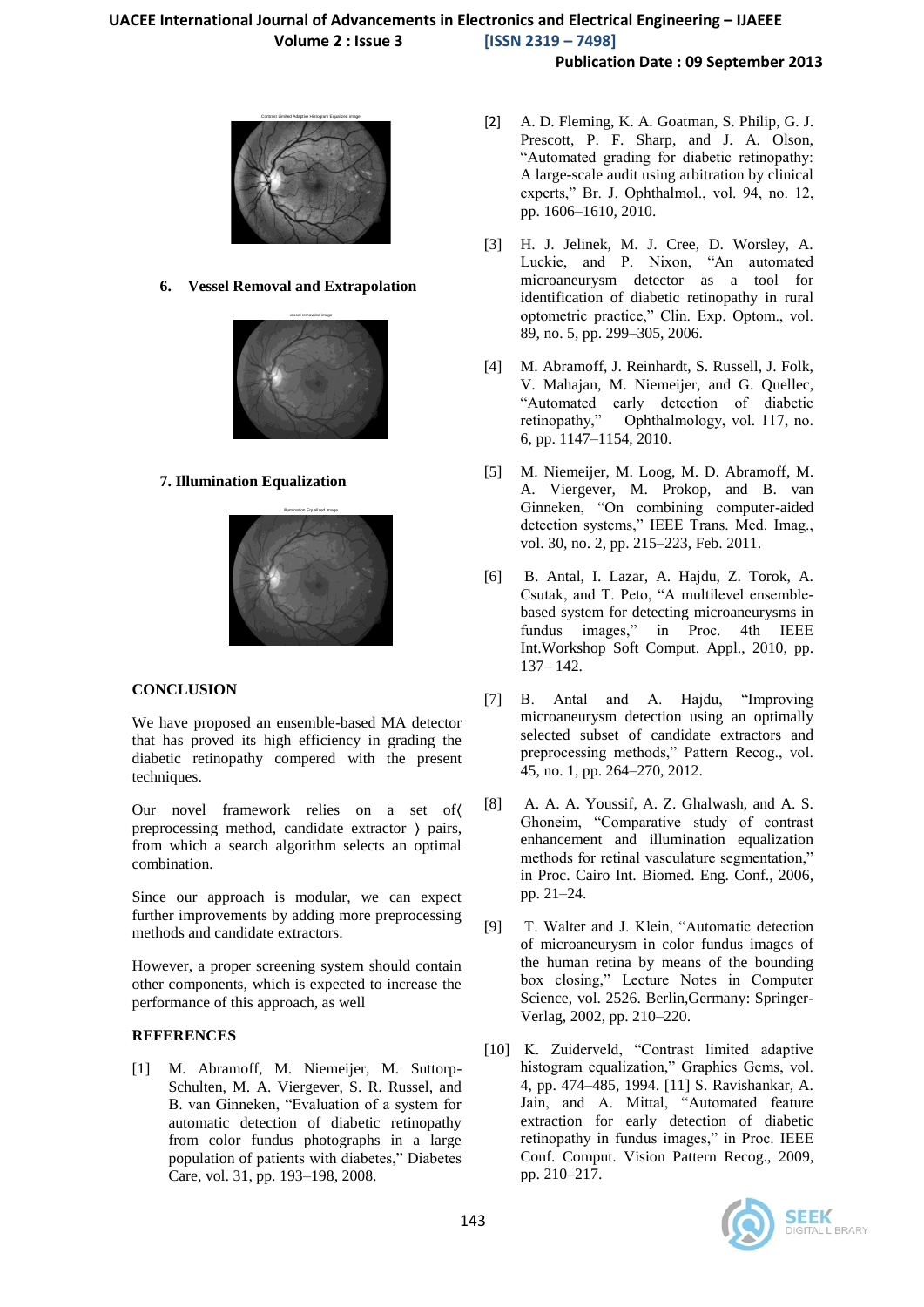6. **Vessel Removal and Extrapolation**

7. **Illumination Equalization**

## CONCLUSION

We have proposed an ensemble-based MA detector that has proved its high efficiency in grading the diabetic retinopathy compared with the present techniques.

Our novel framework relies on a set of⟨ preprocessing method, candidate extractor ⟩ pairs, from which a search algorithm selects an optimal combination.

Since our approach is modular, we can expect further improvements by adding more preprocessing methods and candidate extractors.

However, a proper screening system should contain other components, which is expected to increase the performance of this approach, as well

## REFERENCES

[1] M. Abramoff, M. Niemeijer, M. Suttorp-Schulten, M. A. Viergever, S. R. Russel, and B. van Ginneken, "Evaluation of a system for automatic detection of diabetic retinopathy from color fundus photographs in a large population of patients with diabetes," Diabetes Care, vol. 31, pp. 193–198, 2008.

[2] A. D. Fleming, K. A. Goatman, S. Philip, G. J. Prescott, P. F. Sharp, and J. A. Olson, "Automated grading for diabetic retinopathy: A large-scale audit using arbitration by clinical experts," Br. J. Ophthalmol., vol. 94, no. 12, pp. 1606–1610, 2010.

[3] H. J. Jelinek, M. J. Cree, D. Worsley, A. Luckie, and P. Nixon, "An automated microaneurysm detector as a tool for identification of diabetic retinopathy in rural optometric practice," Clin. Exp. Optom., vol. 89, no. 5, pp. 299–305, 2006.

[4] M. Abramoff, J. Reinhardt, S. Russell, J. Folk, V. Mahajan, M. Niemeijer, and G. Quellec, "Automated early detection of diabetic retinopathy," Ophthalmology, vol. 117, no. 6, pp. 1147–1154, 2010.

[5] M. Niemeijer, M. Loog, M. D. Abramoff, M. A. Viergever, M. Prokop, and B. van Ginneken, "On combining computer-aided detection systems," IEEE Trans. Med. Imag., vol. 30, no. 2, pp. 215–223, Feb. 2011.

[6] B. Antal, I. Lazar, A. Hajdu, Z. Torok, A. Csutak, and T. Peto, "A multilevel ensemble-based system for detecting microaneurysms in fundus images," in Proc. 4th IEEE Int.Workshop Soft Comput. Appl., 2010, pp. 137– 142.

[7] B. Antal and A. Hajdu, "Improving microaneurysm detection using an optimally selected subset of candidate extractors and preprocessing methods," Pattern Recog., vol. 45, no. 1, pp. 264–270, 2012.

[8] A. A. A. Youssif, A. Z. Ghalwash, and A. S. Ghoneim, "Comparative study of contrast enhancement and illumination equalization methods for retinal vasculature segmentation," in Proc. Cairo Int. Biomed. Eng. Conf., 2006, pp. 21–24.

[9] T. Walter and J. Klein, "Automatic detection of microaneurysm in color fundus images of the human retina by means of the bounding box closing," Lecture Notes in Computer Science, vol. 2526. Berlin,Germany: Springer-Verlag, 2002, pp. 210–220.

[10] K. Zuiderveld, "Contrast limited adaptive histogram equalization," Graphics Gems, vol. 4, pp. 474–485, 1994. [11] S. Ravishankar, A. Jain, and A. Mittal, "Automated feature extraction for early detection of diabetic retinopathy in fundus images," in Proc. IEEE Conf. Comput. Vision Pattern Recog., 2009, pp. 210–217.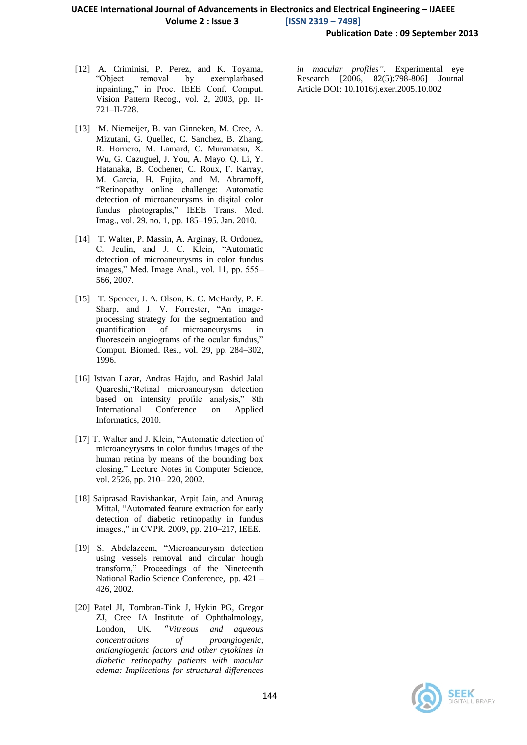[12] A. Criminisi, P. Perez, and K. Toyama, "Object removal by exemplarbased inpainting," in Proc. IEEE Conf. Comput. Vision Pattern Recog., vol. 2, 2003, pp. II-721–II-728.

[13] M. Niemeijer, B. van Ginneken, M. Cree, A. Mizutani, G. Quellec, C. Sanchez, B. Zhang, R. Hornero, M. Lamard, C. Muramatsu, X. Wu, G. Cazuguel, J. You, A. Mayo, Q. Li, Y. Hatanaka, B. Cochener, C. Roux, F. Karray, M. Garcia, H. Fujita, and M. Abramoff, "Retinopathy online challenge: Automatic detection of microaneurysms in digital color fundus photographs," IEEE Trans. Med. Imag., vol. 29, no. 1, pp. 185–195, Jan. 2010.

[14] T. Walter, P. Massin, A. Arginay, R. Ordonez, C. Jeulin, and J. C. Klein, "Automatic detection of microaneurysms in color fundus images," Med. Image Anal., vol. 11, pp. 555–566, 2007.

[15] T. Spencer, J. A. Olson, K. C. McHardy, P. F. Sharp, and J. V. Forrester, "An image-processing strategy for the segmentation and quantification of microaneurysms in fluorescein angiograms of the ocular fundus," Comput. Biomed. Res., vol. 29, pp. 284–302, 1996.

[16] Istvan Lazar, Andras Hajdu, and Rashid Jalal Quareshi,"Retinal microaneurysm detection based on intensity profile analysis," 8th International Conference on Applied Informatics, 2010.

[17] T. Walter and J. Klein, "Automatic detection of microaneyrysms in color fundus images of the human retina by means of the bounding box closing," Lecture Notes in Computer Science, vol. 2526, pp. 210– 220, 2002.

[18] Saiprasad Ravishankar, Arpit Jain, and Anurag Mittal, "Automated feature extraction for early detection of diabetic retinopathy in fundus images.," in CVPR. 2009, pp. 210–217, IEEE.

[19] S. Abdelazeem, "Microaneurysm detection using vessels removal and circular hough transform," Proceedings of the Nineteenth National Radio Science Conference, pp. 421 – 426, 2002.

[20] Patel JI, Tombran-Tink J, Hykin PG, Gregor ZJ, Cree IA Institute of Ophthalmology, London, UK. *"Vitreous and aqueous concentrations of proangiogenic, antiangiogenic factors and other cytokines in diabetic retinopathy patients with macular edema: Implications for structural differences in macular profiles".* Experimental eye Research [2006, 82(5):798-806] Journal Article DOI: 10.1016/j.exer.2005.10.002